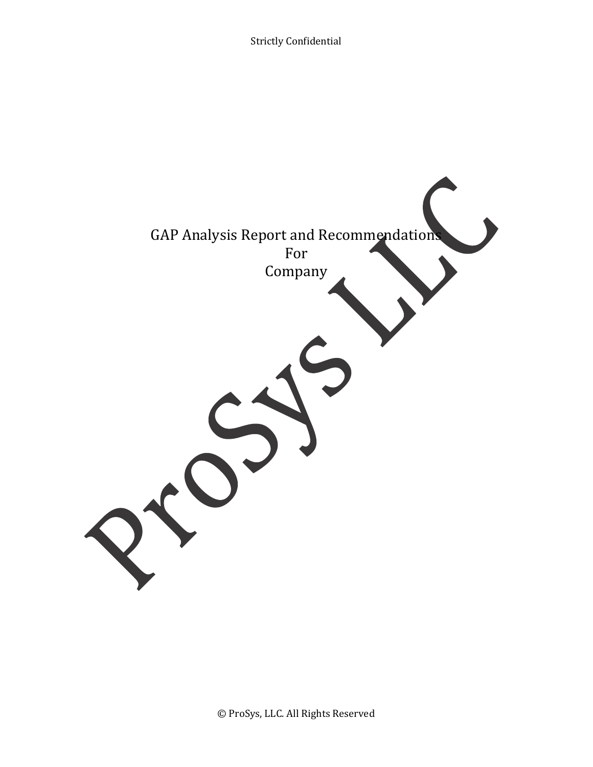Strictly Confidential

# GAP Analysis Report and Recommendations
# For
# Company

© ProSys, LLC. All Rights Reserved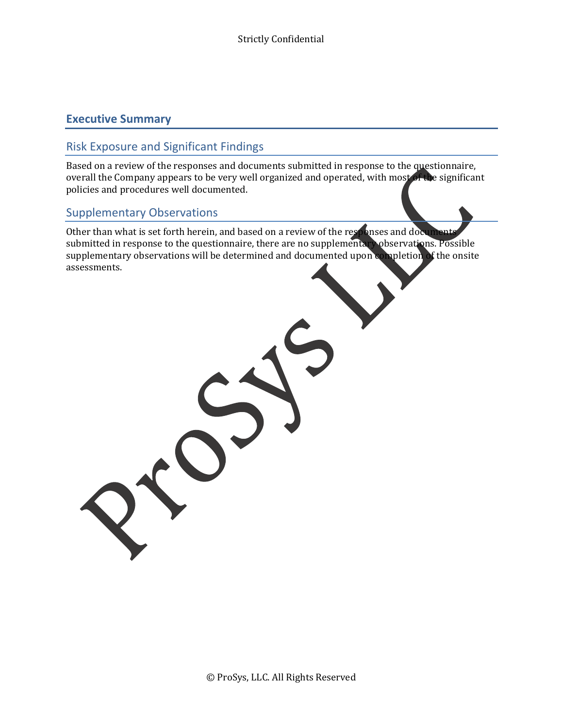# Executive Summary

## Risk Exposure and Significant Findings

Based on a review of the responses and documents submitted in response to the questionnaire, overall the Company appears to be very well organized and operated, with most of the significant policies and procedures well documented.

## Supplementary Observations

Other than what is set forth herein, and based on a review of the responses and documents submitted in response to the questionnaire, there are no supplementary observations. Possible supplementary observations will be determined and documented upon completion of the onsite assessments.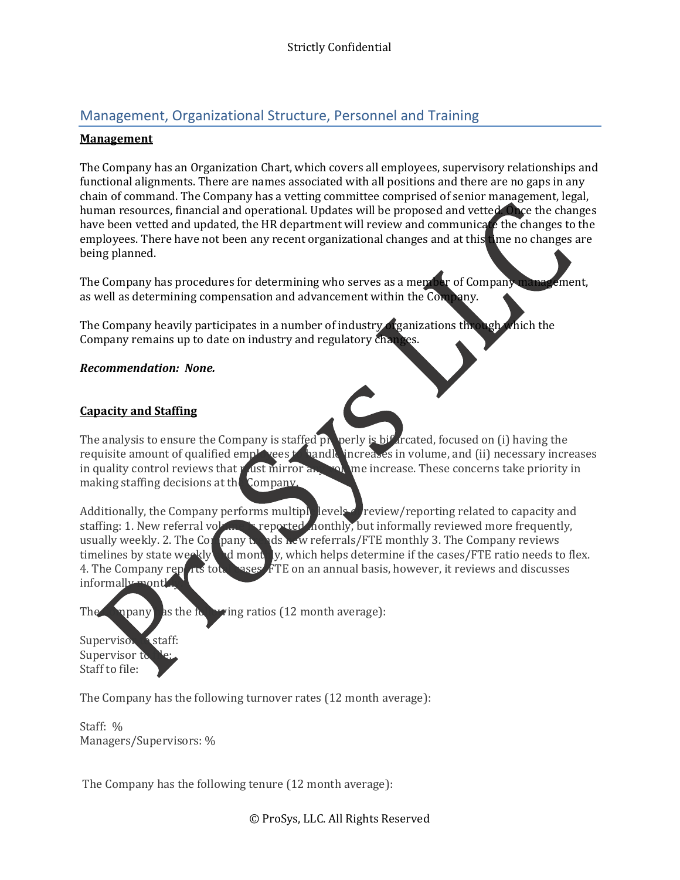## Management, Organizational Structure, Personnel and Training

**Management**

The Company has an Organization Chart, which covers all employees, supervisory relationships and functional alignments. There are names associated with all positions and there are no gaps in any chain of command. The Company has a vetting committee comprised of senior management, legal, human resources, financial and operational. Updates will be proposed and vetted. Once the changes have been vetted and updated, the HR department will review and communicate the changes to the employees. There have not been any recent organizational changes and at this time no changes are being planned.

The Company has procedures for determining who serves as a member of Company management, as well as determining compensation and advancement within the Company.

The Company heavily participates in a number of industry organizations through which the Company remains up to date on industry and regulatory changes.

***Recommendation: None.***

**Capacity and Staffing**

The analysis to ensure the Company is staffed properly is bifurcated, focused on (i) having the requisite amount of qualified employees to handle increases in volume, and (ii) necessary increases in quality control reviews that must mirror any volume increase. These concerns take priority in making staffing decisions at the Company.

Additionally, the Company performs multiple levels of review/reporting related to capacity and staffing: 1. New referral volume is reported monthly, but informally reviewed more frequently, usually weekly. 2. The Company trends new referrals/FTE monthly 3. The Company reviews timelines by state weekly and monthly, which helps determine if the cases/FTE ratio needs to flex. 4. The Company reports total cases/FTE on an annual basis, however, it reviews and discusses informally monthly.

The Company has the following ratios (12 month average):

Supervisor to staff:  
Supervisor to file:  
Staff to file:

The Company has the following turnover rates (12 month average):

Staff: %  
Managers/Supervisors: %

The Company has the following tenure (12 month average):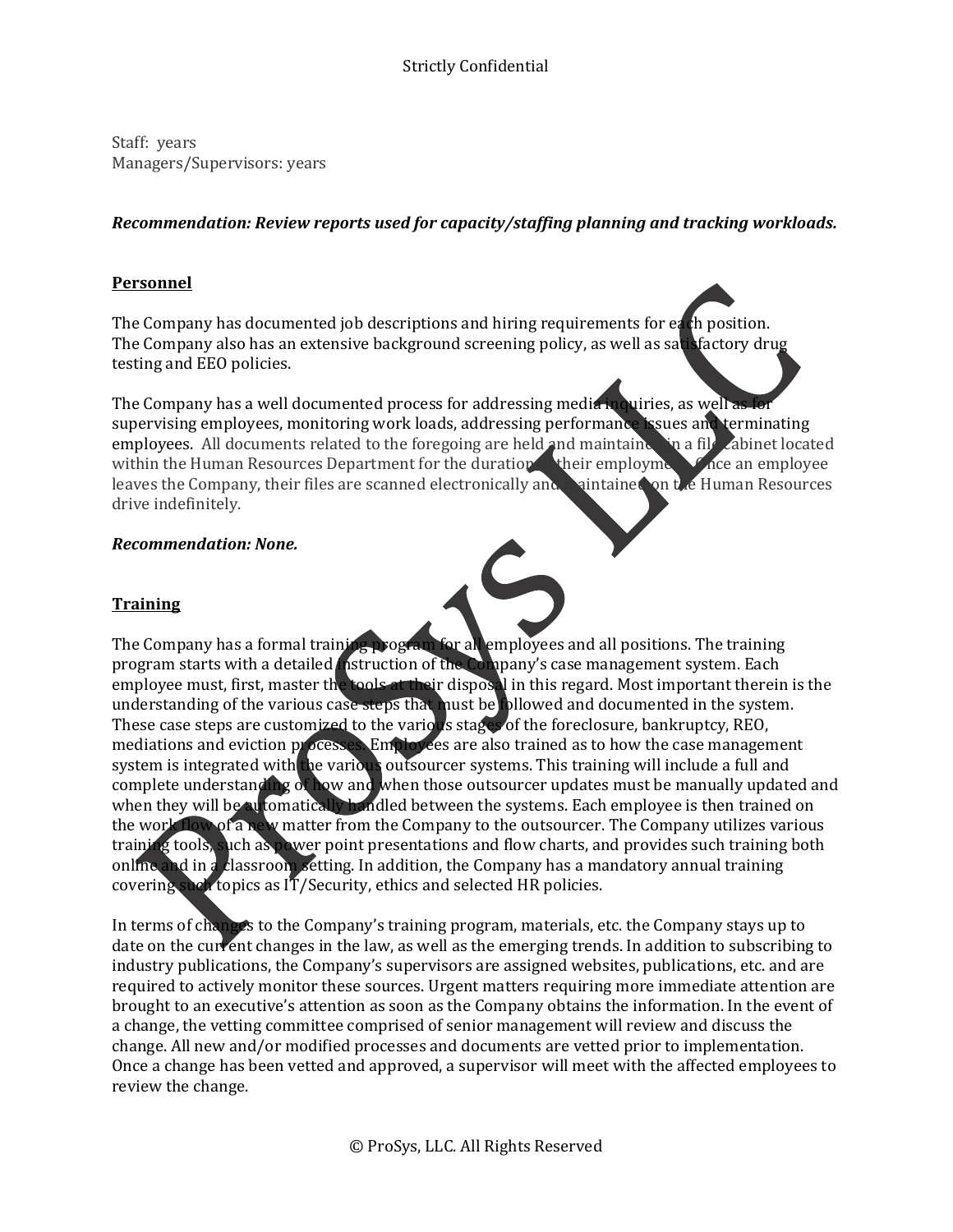Staff: years
Managers/Supervisors: years

***Recommendation: Review reports used for capacity/staffing planning and tracking workloads.***

## Personnel

The Company has documented job descriptions and hiring requirements for each position. The Company also has an extensive background screening policy, as well as satisfactory drug testing and EEO policies.

The Company has a well documented process for addressing media inquiries, as well as for supervising employees, monitoring work loads, addressing performance issues and terminating employees. All documents related to the foregoing are held and maintained in a file cabinet located within the Human Resources Department for the duration of their employment. Once an employee leaves the Company, their files are scanned electronically and maintained on the Human Resources drive indefinitely.

***Recommendation: None.***

## Training

The Company has a formal training program for all employees and all positions. The training program starts with a detailed instruction of the Company's case management system. Each employee must, first, master the tools at their disposal in this regard. Most important therein is the understanding of the various case steps that must be followed and documented in the system. These case steps are customized to the various stages of the foreclosure, bankruptcy, REO, mediations and eviction processes. Employees are also trained as to how the case management system is integrated with the various outsourcer systems. This training will include a full and complete understanding of how and when those outsourcer updates must be manually updated and when they will be automatically handled between the systems. Each employee is then trained on the work flow of a new matter from the Company to the outsourcer. The Company utilizes various training tools, such as power point presentations and flow charts, and provides such training both online and in a classroom setting. In addition, the Company has a mandatory annual training covering such topics as IT/Security, ethics and selected HR policies.

In terms of changes to the Company's training program, materials, etc. the Company stays up to date on the current changes in the law, as well as the emerging trends. In addition to subscribing to industry publications, the Company's supervisors are assigned websites, publications, etc. and are required to actively monitor these sources. Urgent matters requiring more immediate attention are brought to an executive's attention as soon as the Company obtains the information. In the event of a change, the vetting committee comprised of senior management will review and discuss the change. All new and/or modified processes and documents are vetted prior to implementation. Once a change has been vetted and approved, a supervisor will meet with the affected employees to review the change.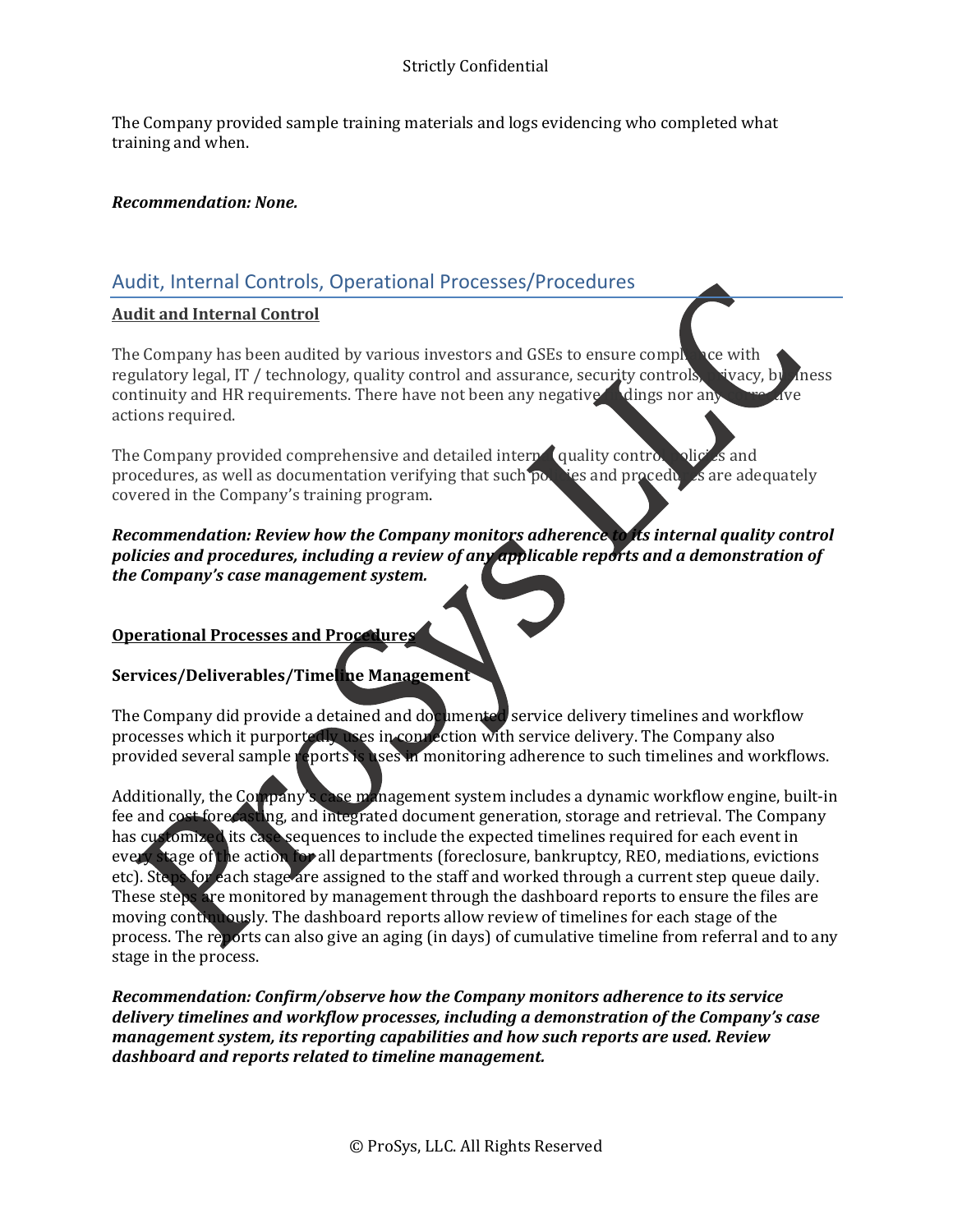The Company provided sample training materials and logs evidencing who completed what training and when.

***Recommendation: None.***

## Audit, Internal Controls, Operational Processes/Procedures

**Audit and Internal Control**

The Company has been audited by various investors and GSEs to ensure compliance with regulatory legal, IT / technology, quality control and assurance, security controls, privacy, business continuity and HR requirements. There have not been any negative findings nor any corrective actions required.

The Company provided comprehensive and detailed internal quality control policies and procedures, as well as documentation verifying that such policies and procedures are adequately covered in the Company's training program.

***Recommendation: Review how the Company monitors adherence to its internal quality control policies and procedures, including a review of any applicable reports and a demonstration of the Company's case management system.***

**Operational Processes and Procedures**

**Services/Deliverables/Timeline Management**

The Company did provide a detained and documented service delivery timelines and workflow processes which it purportedly uses in connection with service delivery. The Company also provided several sample reports is uses in monitoring adherence to such timelines and workflows.

Additionally, the Company's case management system includes a dynamic workflow engine, built-in fee and cost forecasting, and integrated document generation, storage and retrieval. The Company has customized its case sequences to include the expected timelines required for each event in every stage of the action for all departments (foreclosure, bankruptcy, REO, mediations, evictions etc). Steps for each stage are assigned to the staff and worked through a current step queue daily. These steps are monitored by management through the dashboard reports to ensure the files are moving continuously. The dashboard reports allow review of timelines for each stage of the process. The reports can also give an aging (in days) of cumulative timeline from referral and to any stage in the process.

***Recommendation: Confirm/observe how the Company monitors adherence to its service delivery timelines and workflow processes, including a demonstration of the Company's case management system, its reporting capabilities and how such reports are used. Review dashboard and reports related to timeline management.***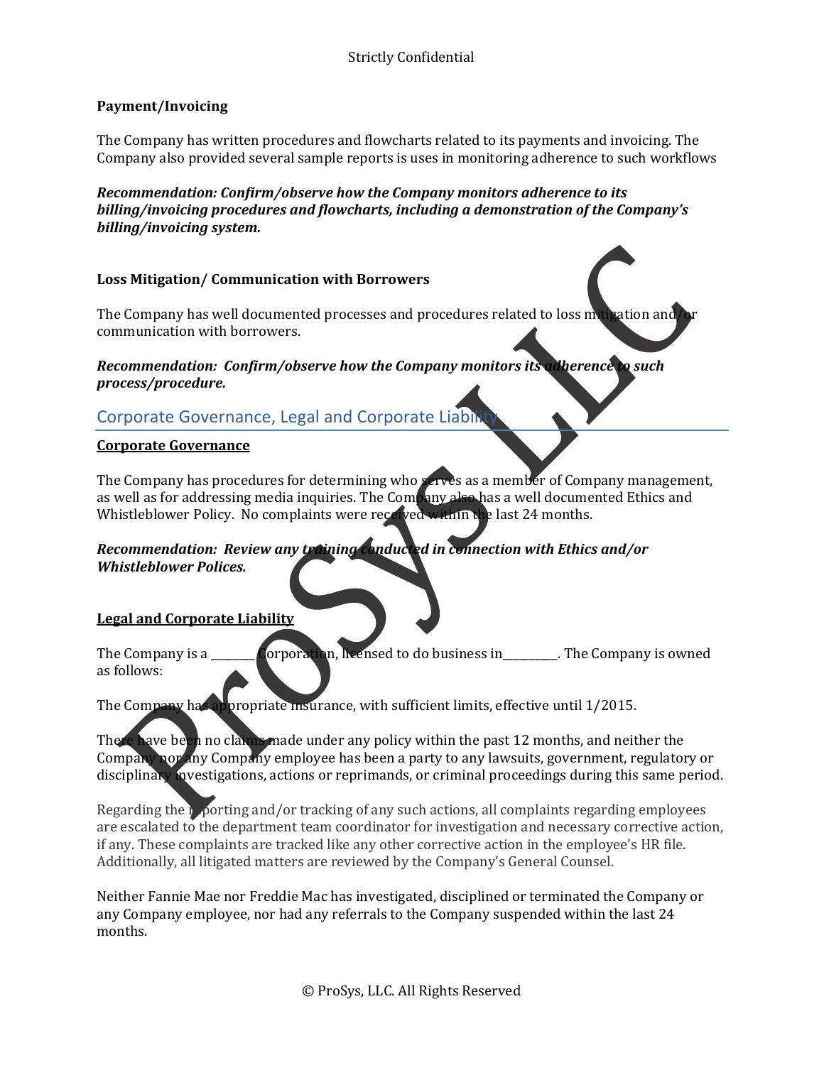**Payment/Invoicing**

The Company has written procedures and flowcharts related to its payments and invoicing. The Company also provided several sample reports is uses in monitoring adherence to such workflows

***Recommendation: Confirm/observe how the Company monitors adherence to its billing/invoicing procedures and flowcharts, including a demonstration of the Company's billing/invoicing system.***

**Loss Mitigation/ Communication with Borrowers**

The Company has well documented processes and procedures related to loss mitigation and/or communication with borrowers.

***Recommendation: Confirm/observe how the Company monitors its adherence to such process/procedure.***

## Corporate Governance, Legal and Corporate Liability

**Corporate Governance**

The Company has procedures for determining who serves as a member of Company management, as well as for addressing media inquiries. The Company also has a well documented Ethics and Whistleblower Policy. No complaints were received within the last 24 months.

***Recommendation: Review any training conducted in connection with Ethics and/or Whistleblower Polices.***

**Legal and Corporate Liability**

The Company is a ________ Corporation, licensed to do business in__________. The Company is owned as follows:

The Company has appropriate insurance, with sufficient limits, effective until 1/2015.

There have been no claims made under any policy within the past 12 months, and neither the Company nor any Company employee has been a party to any lawsuits, government, regulatory or disciplinary investigations, actions or reprimands, or criminal proceedings during this same period.

Regarding the reporting and/or tracking of any such actions, all complaints regarding employees are escalated to the department team coordinator for investigation and necessary corrective action, if any. These complaints are tracked like any other corrective action in the employee's HR file. Additionally, all litigated matters are reviewed by the Company's General Counsel.

Neither Fannie Mae nor Freddie Mac has investigated, disciplined or terminated the Company or any Company employee, nor had any referrals to the Company suspended within the last 24 months.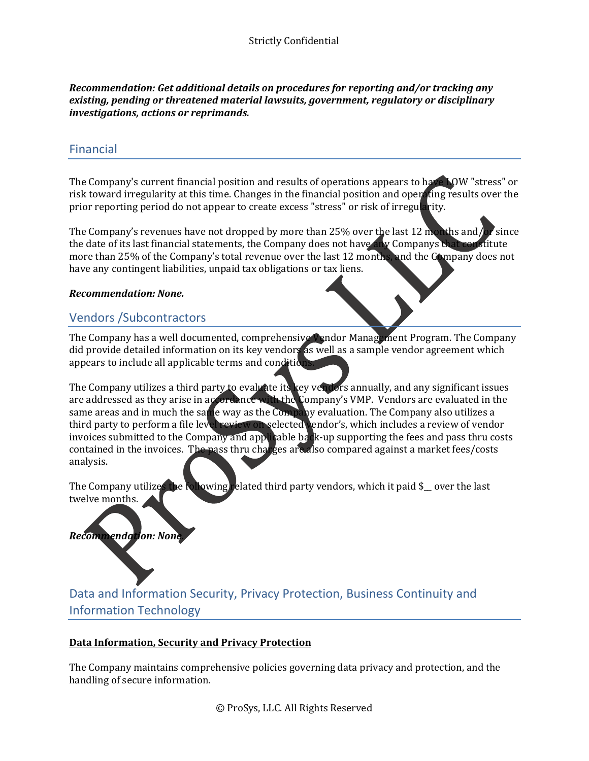***Recommendation: Get additional details on procedures for reporting and/or tracking any existing, pending or threatened material lawsuits, government, regulatory or disciplinary investigations, actions or reprimands.***

## Financial

The Company's current financial position and results of operations appears to have LOW "stress" or risk toward irregularity at this time. Changes in the financial position and operating results over the prior reporting period do not appear to create excess "stress" or risk of irregularity.

The Company's revenues have not dropped by more than 25% over the last 12 months and/or since the date of its last financial statements, the Company does not have any Companys that constitute more than 25% of the Company's total revenue over the last 12 months, and the Company does not have any contingent liabilities, unpaid tax obligations or tax liens.

***Recommendation: None.***

## Vendors /Subcontractors

The Company has a well documented, comprehensive Vendor Management Program. The Company did provide detailed information on its key vendors as well as a sample vendor agreement which appears to include all applicable terms and conditions.

The Company utilizes a third party to evaluate its key vendors annually, and any significant issues are addressed as they arise in accordance with the Company's VMP. Vendors are evaluated in the same areas and in much the same way as the Company evaluation. The Company also utilizes a third party to perform a file level review on selected vendor's, which includes a review of vendor invoices submitted to the Company and applicable back-up supporting the fees and pass thru costs contained in the invoices. The pass thru charges are also compared against a market fees/costs analysis.

The Company utilizes the following related third party vendors, which it paid $__ over the last twelve months.

***Recommendation: None.***

## Data and Information Security, Privacy Protection, Business Continuity and Information Technology

**<u>Data Information, Security and Privacy Protection</u>**

The Company maintains comprehensive policies governing data privacy and protection, and the handling of secure information.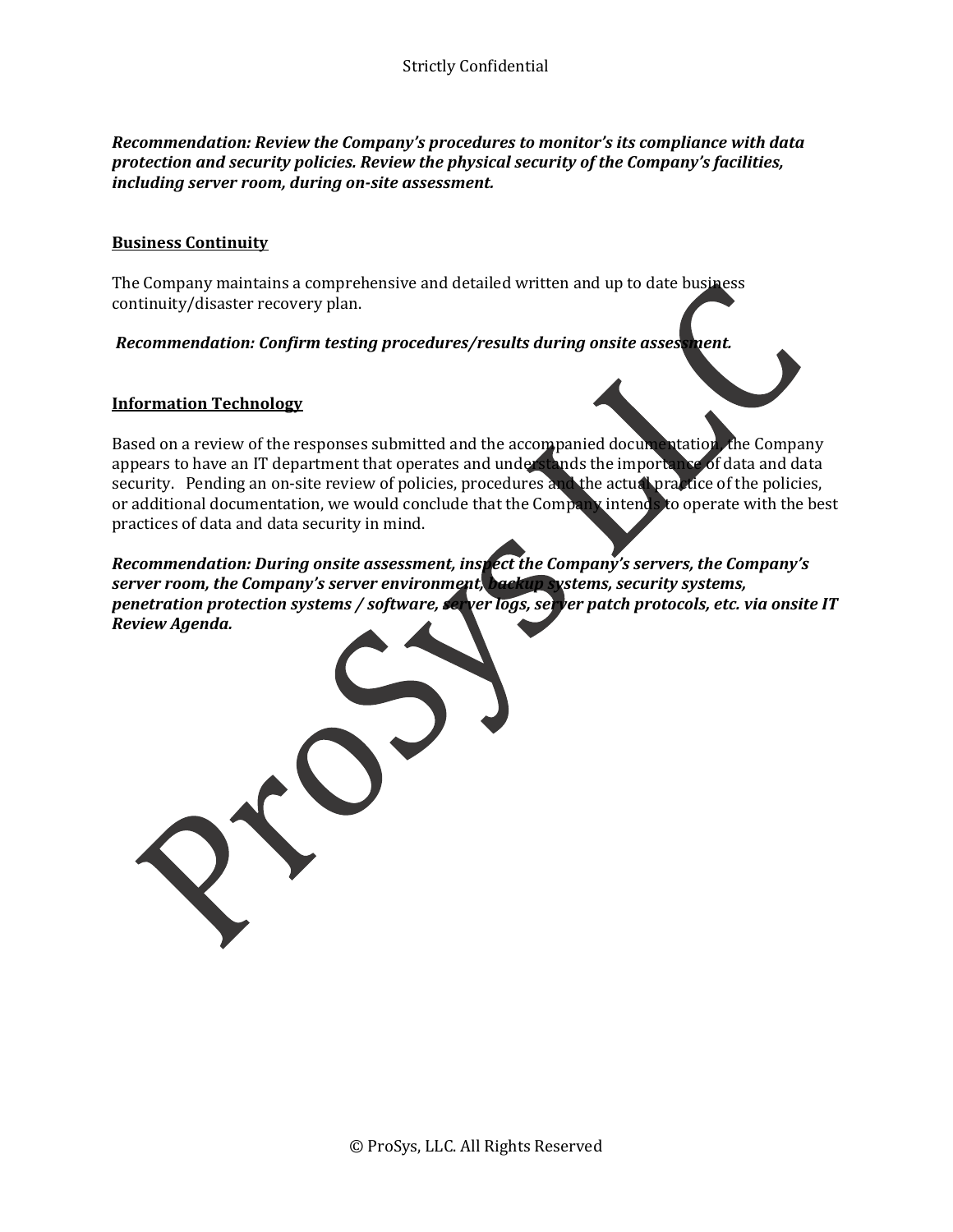***Recommendation: Review the Company's procedures to monitor's its compliance with data protection and security policies. Review the physical security of the Company's facilities, including server room, during on-site assessment.***

## Business Continuity

The Company maintains a comprehensive and detailed written and up to date business continuity/disaster recovery plan.

***Recommendation: Confirm testing procedures/results during onsite assessment.***

## Information Technology

Based on a review of the responses submitted and the accompanied documentation, the Company appears to have an IT department that operates and understands the importance of data and data security. Pending an on-site review of policies, procedures and the actual practice of the policies, or additional documentation, we would conclude that the Company intends to operate with the best practices of data and data security in mind.

***Recommendation: During onsite assessment, inspect the Company's servers, the Company's server room, the Company's server environment, backup systems, security systems, penetration protection systems / software, server logs, server patch protocols, etc. via onsite IT Review Agenda.***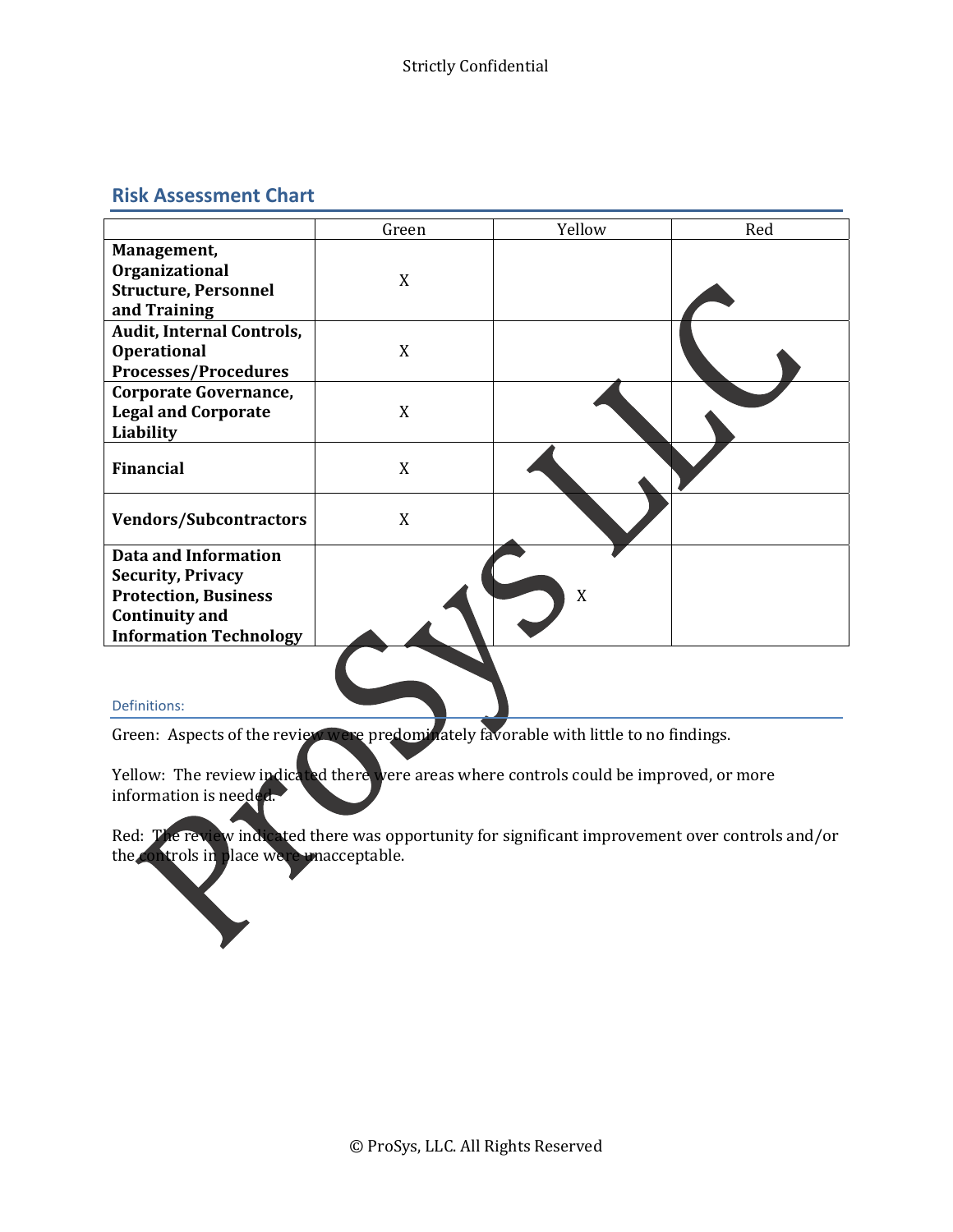## Risk Assessment Chart

| | Green | Yellow | Red |
|---|---|---|---|
| **Management, Organizational Structure, Personnel and Training** | X | | |
| **Audit, Internal Controls, Operational Processes/Procedures** | X | | |
| **Corporate Governance, Legal and Corporate Liability** | X | | |
| **Financial** | X | | |
| **Vendors/Subcontractors** | X | | |
| **Data and Information Security, Privacy Protection, Business Continuity and Information Technology** | | X | |

### Definitions:

Green: Aspects of the review were predominately favorable with little to no findings.

Yellow: The review indicated there were areas where controls could be improved, or more information is needed.

Red: The review indicated there was opportunity for significant improvement over controls and/or the controls in place were unacceptable.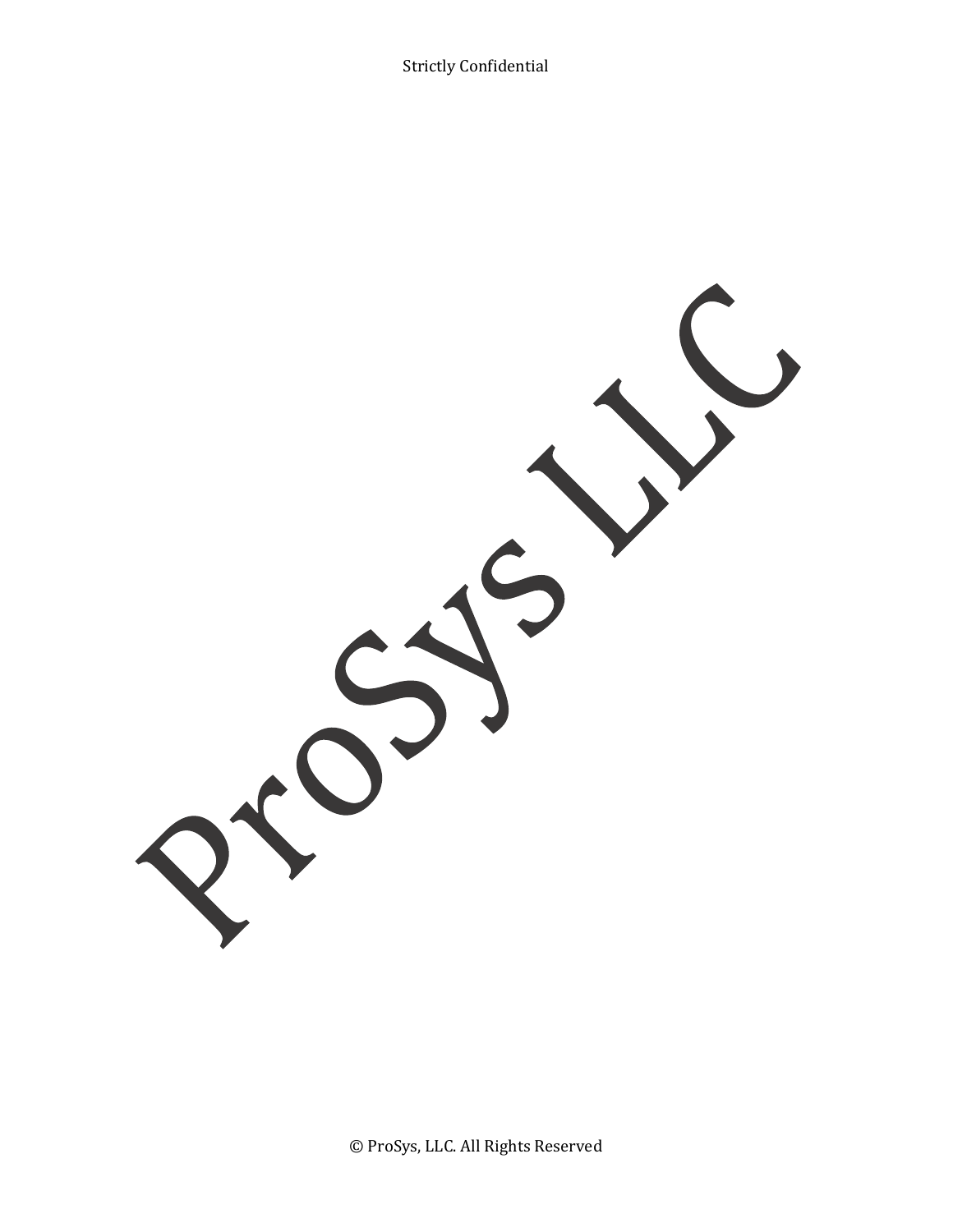ProSys LLC